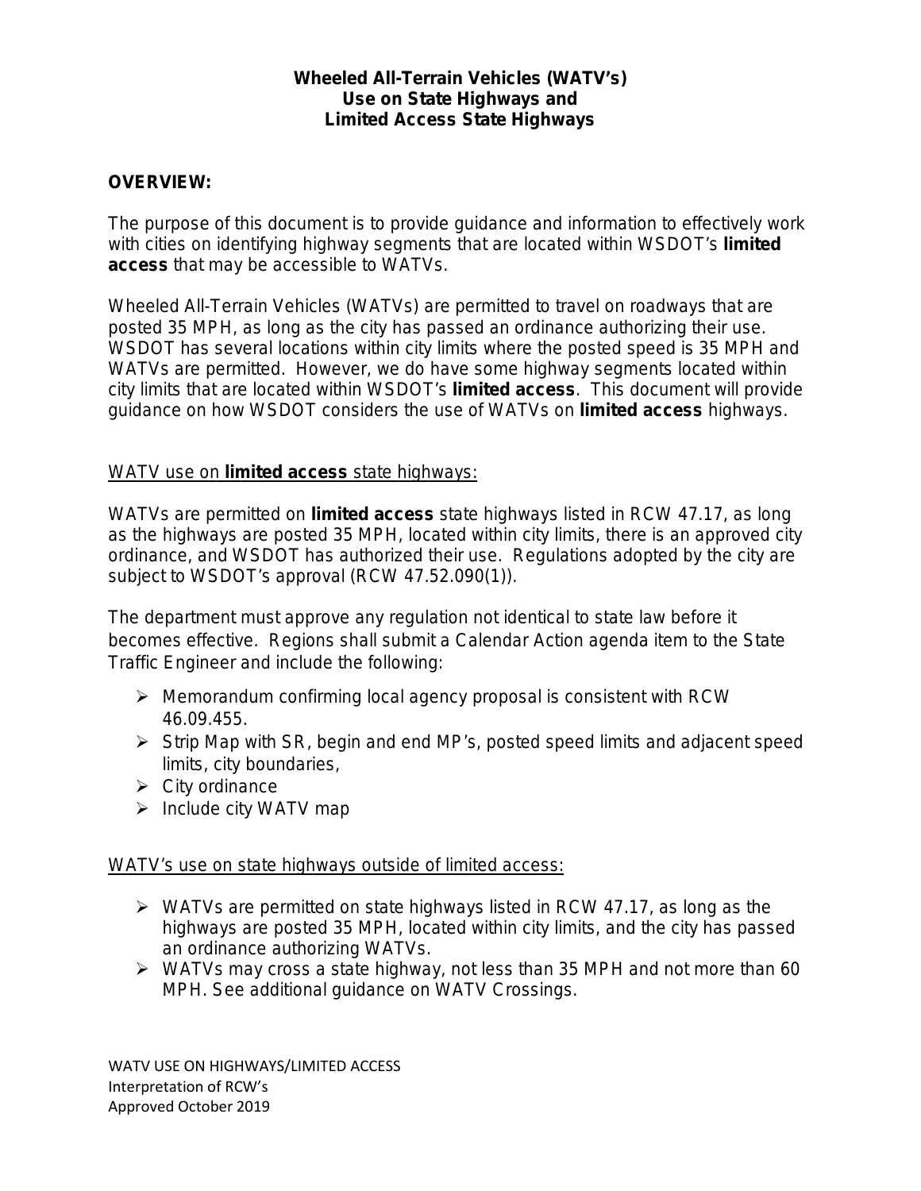# Wheeled All-Terrain Vehicles (WATV's) Use on State Highways and Limited Access State Highways

## OVERVIEW:

The purpose of this document is to provide guidance and information to effectively work with cities on identifying highway segments that are located within WSDOT's **limited access** that may be accessible to WATVs.

Wheeled All-Terrain Vehicles (WATVs) are permitted to travel on roadways that are posted 35 MPH, as long as the city has passed an ordinance authorizing their use. WSDOT has several locations within city limits where the posted speed is 35 MPH and WATVs are permitted. However, we do have some highway segments located within city limits that are located within WSDOT's **limited access**. This document will provide guidance on how WSDOT considers the use of WATVs on **limited access** highways.

### WATV use on **limited access** state highways:

WATVs are permitted on **limited access** state highways listed in RCW 47.17, as long as the highways are posted 35 MPH, located within city limits, there is an approved city ordinance, and WSDOT has authorized their use. Regulations adopted by the city are subject to WSDOT's approval (RCW 47.52.090(1)).

The department must approve any regulation not identical to state law before it becomes effective. Regions shall submit a Calendar Action agenda item to the State Traffic Engineer and include the following:

- Memorandum confirming local agency proposal is consistent with RCW 46.09.455.
- Strip Map with SR, begin and end MP's, posted speed limits and adjacent speed limits, city boundaries,
- City ordinance
- Include city WATV map

### WATV's use on state highways outside of limited access:

- WATVs are permitted on state highways listed in RCW 47.17, as long as the highways are posted 35 MPH, located within city limits, and the city has passed an ordinance authorizing WATVs.
- WATVs may cross a state highway, not less than 35 MPH and not more than 60 MPH. See additional guidance on WATV Crossings.

WATV USE ON HIGHWAYS/LIMITED ACCESS
Interpretation of RCW's
Approved October 2019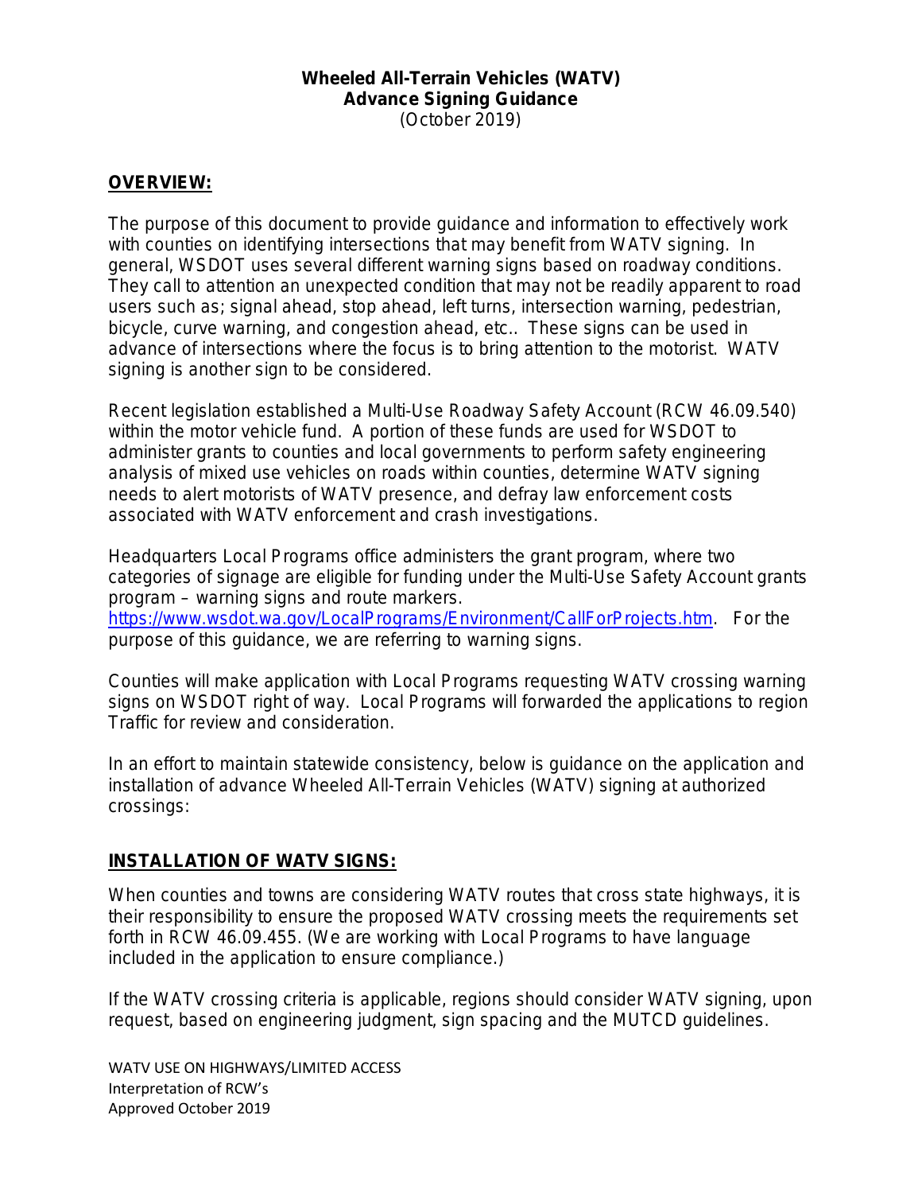**Wheeled All-Terrain Vehicles (WATV)**
**Advance Signing Guidance**
(October 2019)

## OVERVIEW:

The purpose of this document to provide guidance and information to effectively work with counties on identifying intersections that may benefit from WATV signing. In general, WSDOT uses several different warning signs based on roadway conditions. They call to attention an unexpected condition that may not be readily apparent to road users such as; signal ahead, stop ahead, left turns, intersection warning, pedestrian, bicycle, curve warning, and congestion ahead, etc.. These signs can be used in advance of intersections where the focus is to bring attention to the motorist. WATV signing is another sign to be considered.

Recent legislation established a Multi-Use Roadway Safety Account (RCW 46.09.540) within the motor vehicle fund. A portion of these funds are used for WSDOT to administer grants to counties and local governments to perform safety engineering analysis of mixed use vehicles on roads within counties, determine WATV signing needs to alert motorists of WATV presence, and defray law enforcement costs associated with WATV enforcement and crash investigations.

Headquarters Local Programs office administers the grant program, where two categories of signage are eligible for funding under the Multi-Use Safety Account grants program – warning signs and route markers. https://www.wsdot.wa.gov/LocalPrograms/Environment/CallForProjects.htm. For the purpose of this guidance, we are referring to warning signs.

Counties will make application with Local Programs requesting WATV crossing warning signs on WSDOT right of way. Local Programs will forwarded the applications to region Traffic for review and consideration.

In an effort to maintain statewide consistency, below is guidance on the application and installation of advance Wheeled All-Terrain Vehicles (WATV) signing at authorized crossings:

## INSTALLATION OF WATV SIGNS:

When counties and towns are considering WATV routes that cross state highways, it is their responsibility to ensure the proposed WATV crossing meets the requirements set forth in RCW 46.09.455. (We are working with Local Programs to have language included in the application to ensure compliance.)

If the WATV crossing criteria is applicable, regions should consider WATV signing, upon request, based on engineering judgment, sign spacing and the MUTCD guidelines.

WATV USE ON HIGHWAYS/LIMITED ACCESS
Interpretation of RCW's
Approved October 2019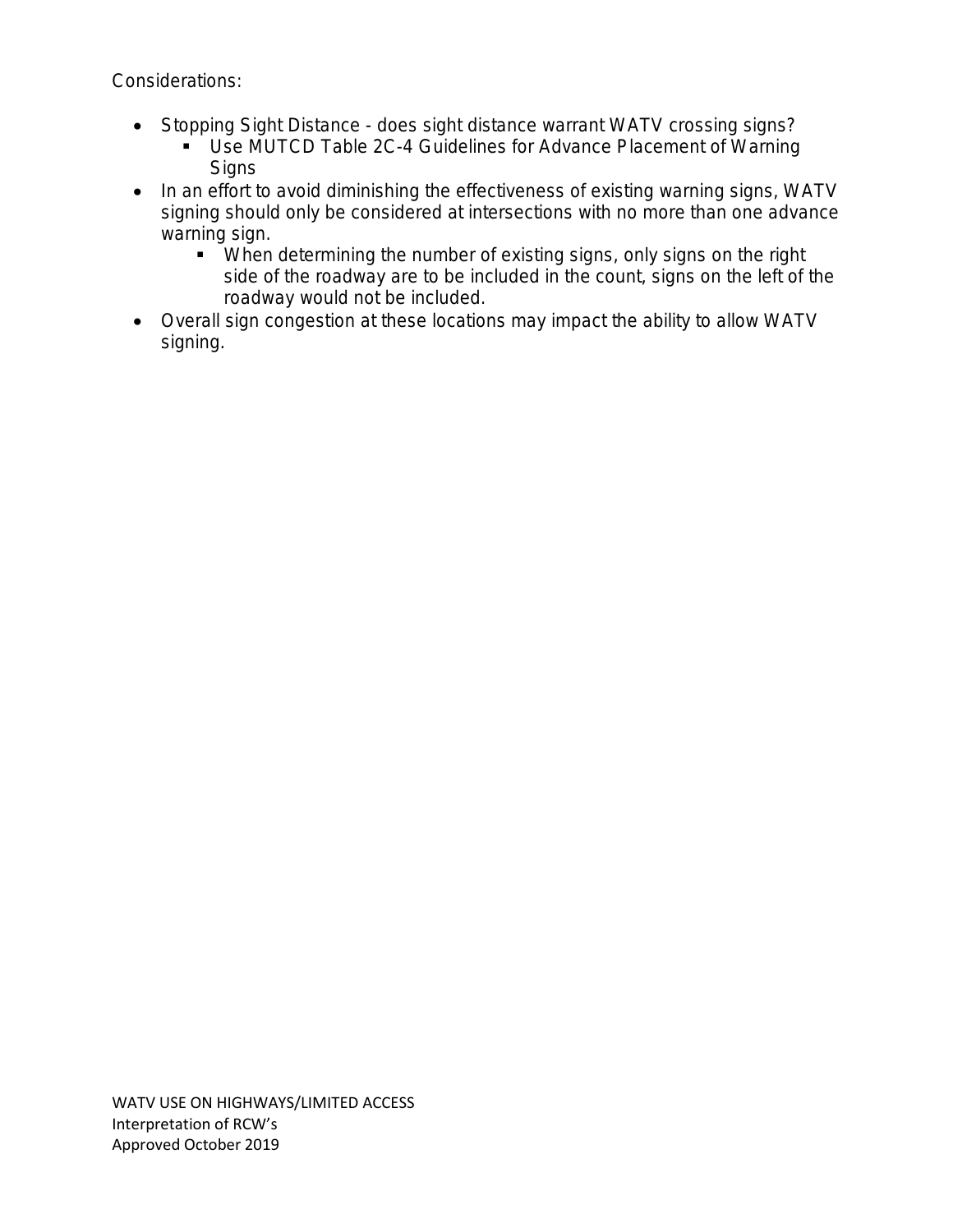Considerations:

- Stopping Sight Distance - does sight distance warrant WATV crossing signs?
    - Use MUTCD Table 2C-4 Guidelines for Advance Placement of Warning Signs
- In an effort to avoid diminishing the effectiveness of existing warning signs, WATV signing should only be considered at intersections with no more than one advance warning sign.
    - When determining the number of existing signs, only signs on the right side of the roadway are to be included in the count, signs on the left of the roadway would not be included.
- Overall sign congestion at these locations may impact the ability to allow WATV signing.